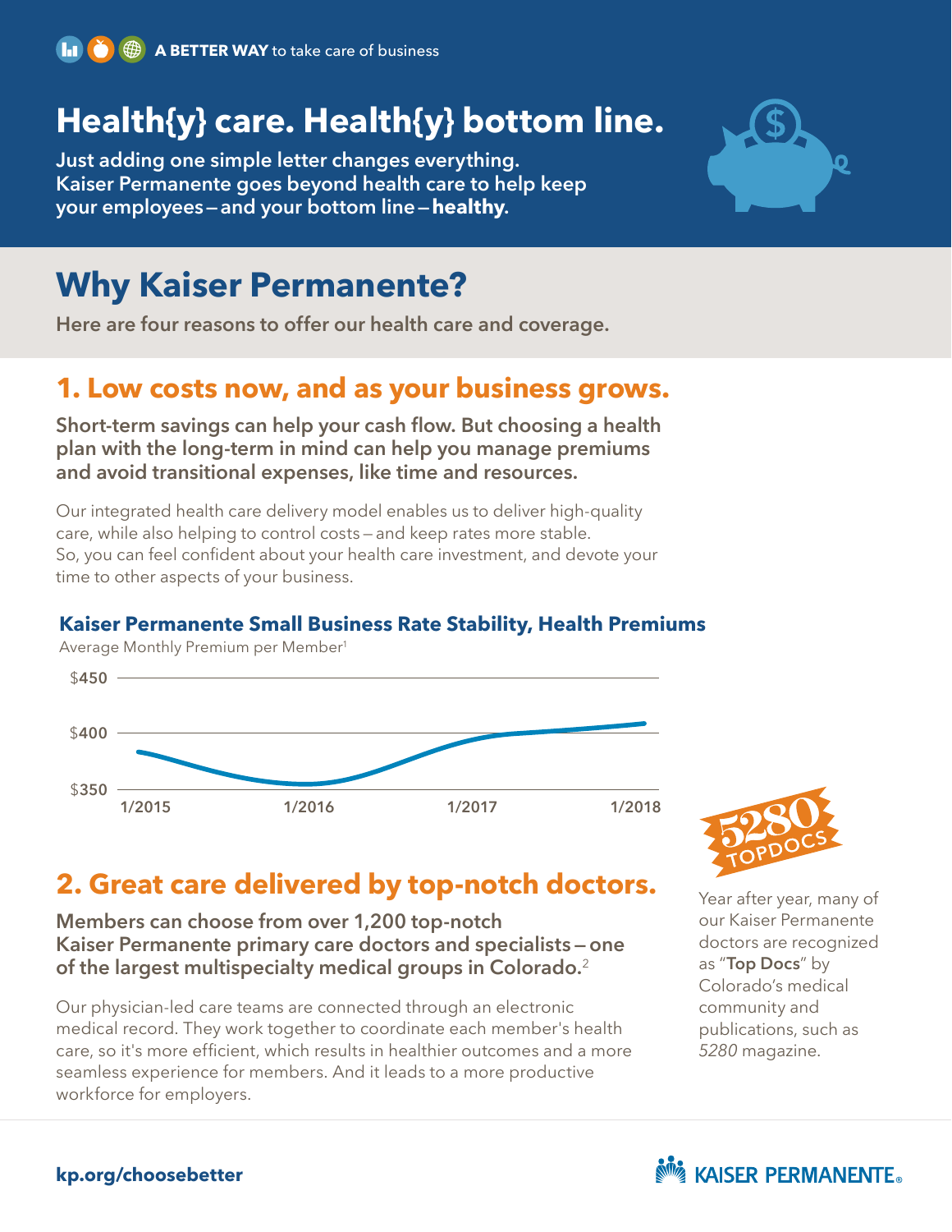**A BETTER WAY** to take care of business

# Health{y} care. Health{y} bottom line.

**Just adding one simple letter changes everything. Kaiser Permanente goes beyond health care to help keep your employees—and your bottom line—healthy.**

## Why Kaiser Permanente?

**Here are four reasons to offer our health care and coverage.**

## 1. Low costs now, and as your business grows.

**Short-term savings can help your cash flow. But choosing a health plan with the long-term in mind can help you manage premiums and avoid transitional expenses, like time and resources.**

Our integrated health care delivery model enables us to deliver high-quality care, while also helping to control costs—and keep rates more stable. So, you can feel confident about your health care investment, and devote your time to other aspects of your business.

**Kaiser Permanente Small Business Rate Stability, Health Premiums**

Average Monthly Premium per Member[1]

$450
$400
$350

1/2015 1/2016 1/2017 1/2018

## 2. Great care delivered by top-notch doctors.

**Members can choose from over 1,200 top-notch Kaiser Permanente primary care doctors and specialists—one of the largest multispecialty medical groups in Colorado.[2]**

Our physician-led care teams are connected through an electronic medical record. They work together to coordinate each member's health care, so it's more efficient, which results in healthier outcomes and a more seamless experience for members. And it leads to a more productive workforce for employers.

5280 TOPDOCS

Year after year, many of our Kaiser Permanente doctors are recognized as "**Top Docs**" by Colorado's medical community and publications, such as *5280* magazine.

**kp.org/choosebetter**

KAISER PERMANENTE®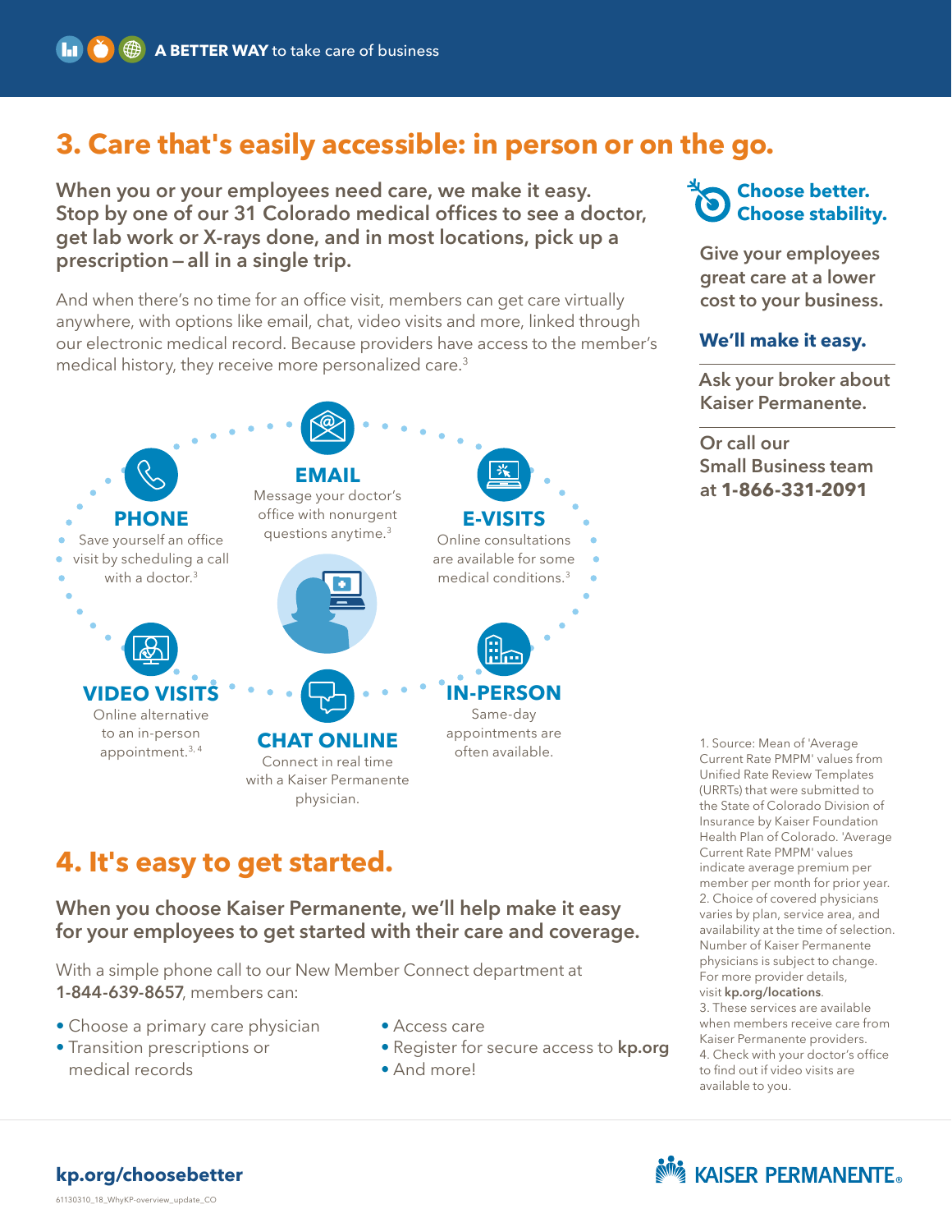## 3. Care that's easily accessible: in person or on the go.

**When you or your employees need care, we make it easy. Stop by one of our 31 Colorado medical offices to see a doctor, get lab work or X-rays done, and in most locations, pick up a prescription – all in a single trip.**

And when there's no time for an office visit, members can get care virtually anywhere, with options like email, chat, video visits and more, linked through our electronic medical record. Because providers have access to the member's medical history, they receive more personalized care.[3]

**EMAIL**
Message your doctor's office with nonurgent questions anytime.[3]

**PHONE**
Save yourself an office visit by scheduling a call with a doctor.[3]

**E-VISITS**
Online consultations are available for some medical conditions.[3]

**VIDEO VISITS**
Online alternative to an in-person appointment.[3,4]

**CHAT ONLINE**
Connect in real time with a Kaiser Permanente physician.

**IN-PERSON**
Same-day appointments are often available.

## 4. It's easy to get started.

**When you choose Kaiser Permanente, we'll help make it easy for your employees to get started with their care and coverage.**

With a simple phone call to our New Member Connect department at **1-844-639-8657**, members can:

- Choose a primary care physician
- Transition prescriptions or medical records
- Access care
- Register for secure access to **kp.org**
- And more!

**Choose better. Choose stability.**

Give your employees great care at a lower cost to your business.

**We'll make it easy.**

Ask your broker about Kaiser Permanente.

Or call our Small Business team at **1-866-331-2091**

1. Source: Mean of 'Average Current Rate PMPM' values from Unified Rate Review Templates (URRTs) that were submitted to the State of Colorado Division of Insurance by Kaiser Foundation Health Plan of Colorado. 'Average Current Rate PMPM' values indicate average premium per member per month for prior year.
2. Choice of covered physicians varies by plan, service area, and availability at the time of selection. Number of Kaiser Permanente physicians is subject to change. For more provider details, visit **kp.org/locations**.
3. These services are available when members receive care from Kaiser Permanente providers.
4. Check with your doctor's office to find out if video visits are available to you.

**kp.org/choosebetter**

61130310_18_WhyKP-overview_update_CO

KAISER PERMANENTE